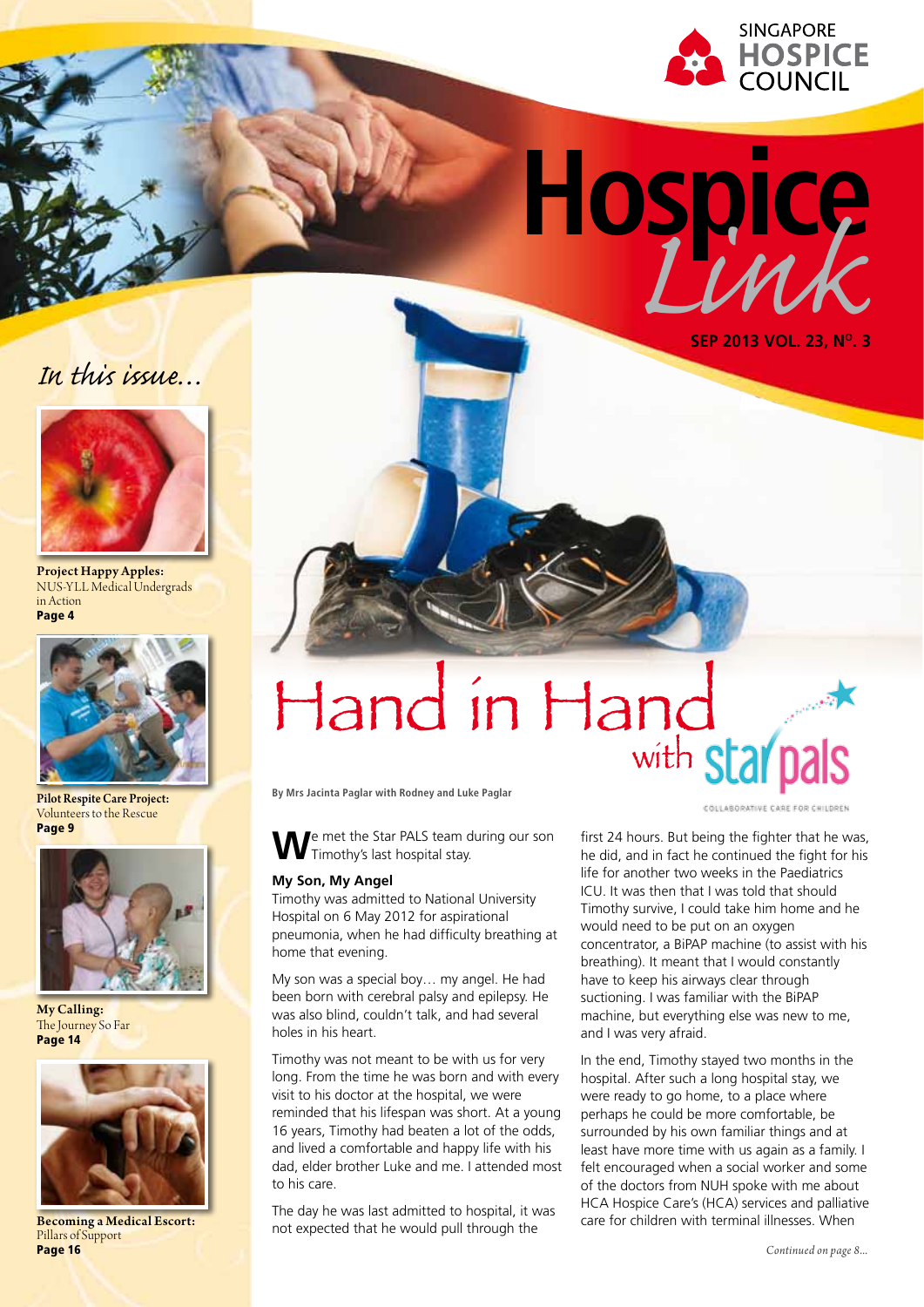SINGAPORE HOSPICE COUNCIL

# Hospice Link

**SEP 2013 VOL. 23, No. 3**

*In this issue...*

**Project Happy Apples:**
NUS-YLL Medical Undergrads in Action
**Page 4**

**Pilot Respite Care Project:**
Volunteers to the Rescue
**Page 9**

**My Calling:**
The Journey So Far
**Page 14**

**Becoming a Medical Escort:**
Pillars of Support
**Page 16**

# Hand in Hand with star pals

COLLABORATIVE CARE FOR CHILDREN

**By Mrs Jacinta Paglar with Rodney and Luke Paglar**

We met the Star PALS team during our son Timothy's last hospital stay.

### My Son, My Angel

Timothy was admitted to National University Hospital on 6 May 2012 for aspirational pneumonia, when he had difficulty breathing at home that evening.

My son was a special boy… my angel. He had been born with cerebral palsy and epilepsy. He was also blind, couldn't talk, and had several holes in his heart.

Timothy was not meant to be with us for very long. From the time he was born and with every visit to his doctor at the hospital, we were reminded that his lifespan was short. At a young 16 years, Timothy had beaten a lot of the odds, and lived a comfortable and happy life with his dad, elder brother Luke and me. I attended most to his care.

The day he was last admitted to hospital, it was not expected that he would pull through the first 24 hours. But being the fighter that he was, he did, and in fact he continued the fight for his life for another two weeks in the Paediatrics ICU. It was then that I was told that should Timothy survive, I could take him home and he would need to be put on an oxygen concentrator, a BiPAP machine (to assist with his breathing). It meant that I would constantly have to keep his airways clear through suctioning. I was familiar with the BiPAP machine, but everything else was new to me, and I was very afraid.

In the end, Timothy stayed two months in the hospital. After such a long hospital stay, we were ready to go home, to a place where perhaps he could be more comfortable, be surrounded by his own familiar things and at least have more time with us again as a family. I felt encouraged when a social worker and some of the doctors from NUH spoke with me about HCA Hospice Care's (HCA) services and palliative care for children with terminal illnesses. When

*Continued on page 8...*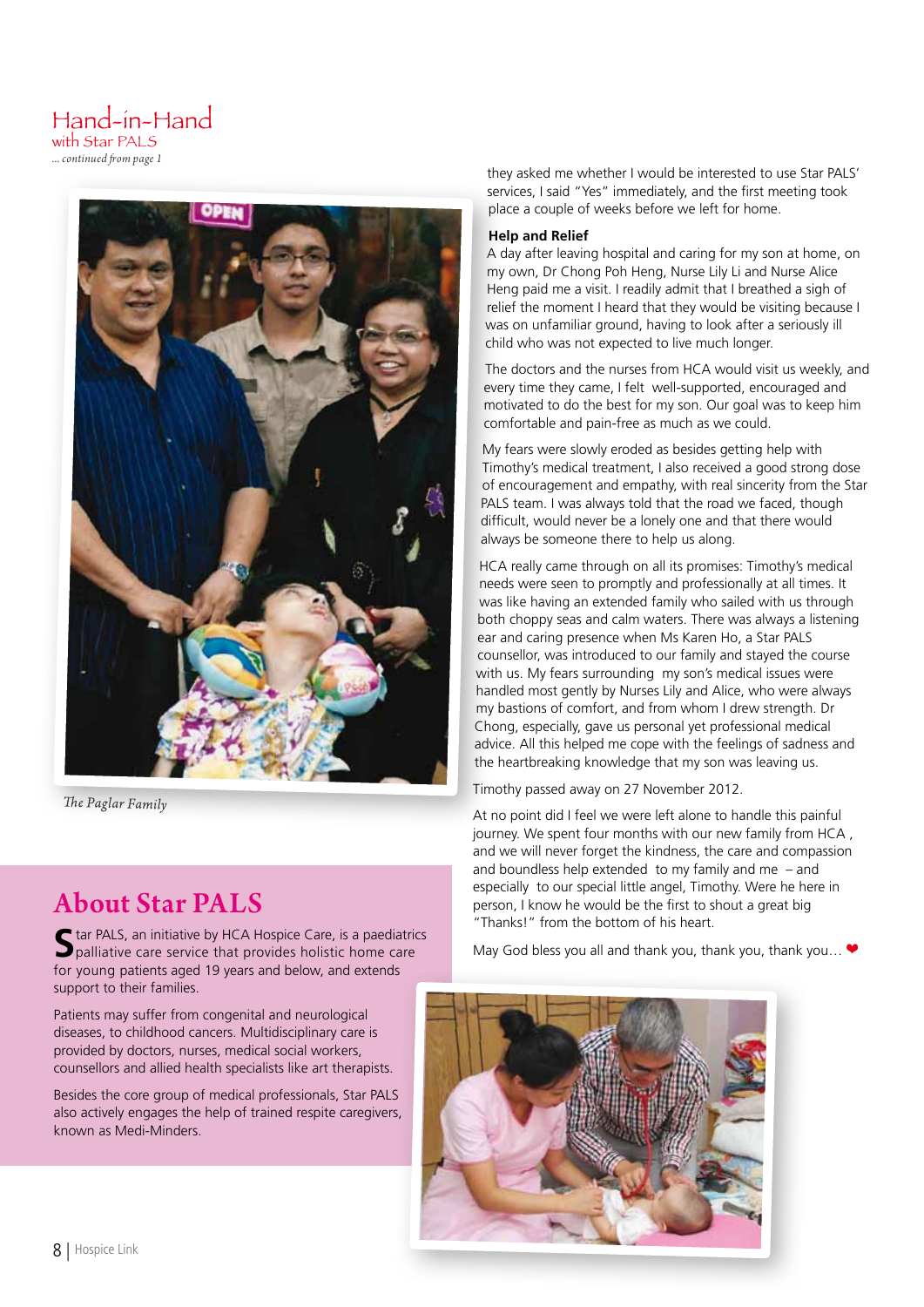# Hand-in-Hand

with Star PALS

*... continued from page 1*

*The Paglar Family*

they asked me whether I would be interested to use Star PALS' services, I said "Yes" immediately, and the first meeting took place a couple of weeks before we left for home.

**Help and Relief**

A day after leaving hospital and caring for my son at home, on my own, Dr Chong Poh Heng, Nurse Lily Li and Nurse Alice Heng paid me a visit. I readily admit that I breathed a sigh of relief the moment I heard that they would be visiting because I was on unfamiliar ground, having to look after a seriously ill child who was not expected to live much longer.

The doctors and the nurses from HCA would visit us weekly, and every time they came, I felt well-supported, encouraged and motivated to do the best for my son. Our goal was to keep him comfortable and pain-free as much as we could.

My fears were slowly eroded as besides getting help with Timothy's medical treatment, I also received a good strong dose of encouragement and empathy, with real sincerity from the Star PALS team. I was always told that the road we faced, though difficult, would never be a lonely one and that there would always be someone there to help us along.

HCA really came through on all its promises: Timothy's medical needs were seen to promptly and professionally at all times. It was like having an extended family who sailed with us through both choppy seas and calm waters. There was always a listening ear and caring presence when Ms Karen Ho, a Star PALS counsellor, was introduced to our family and stayed the course with us. My fears surrounding my son's medical issues were handled most gently by Nurses Lily and Alice, who were always my bastions of comfort, and from whom I drew strength. Dr Chong, especially, gave us personal yet professional medical advice. All this helped me cope with the feelings of sadness and the heartbreaking knowledge that my son was leaving us.

Timothy passed away on 27 November 2012.

At no point did I feel we were left alone to handle this painful journey. We spent four months with our new family from HCA , and we will never forget the kindness, the care and compassion and boundless help extended to my family and me – and especially to our special little angel, Timothy. Were he here in person, I know he would be the first to shout a great big "Thanks!" from the bottom of his heart.

May God bless you all and thank you, thank you, thank you… ❤

## About Star PALS

Star PALS, an initiative by HCA Hospice Care, is a paediatrics palliative care service that provides holistic home care for young patients aged 19 years and below, and extends support to their families.

Patients may suffer from congenital and neurological diseases, to childhood cancers. Multidisciplinary care is provided by doctors, nurses, medical social workers, counsellors and allied health specialists like art therapists.

Besides the core group of medical professionals, Star PALS also actively engages the help of trained respite caregivers, known as Medi-Minders.